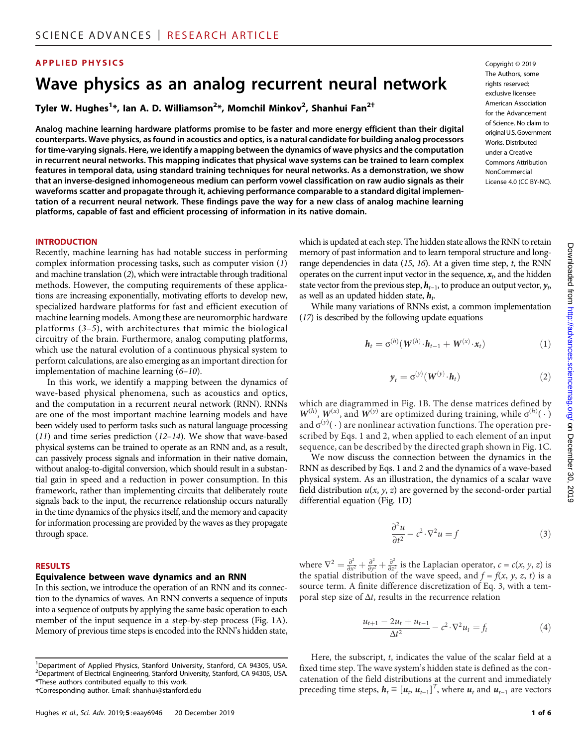APPLIED PHYSICS

# Wave physics as an analog recurrent neural network

**Tyler W. Hughes[1]\*, Ian A. D. Williamson[2]\*, Momchil Minkov[2], Shanhui Fan[2†]**

**Analog machine learning hardware platforms promise to be faster and more energy efficient than their digital counterparts. Wave physics, as found in acoustics and optics, is a natural candidate for building analog processors for time-varying signals. Here, we identify a mapping between the dynamics of wave physics and the computation in recurrent neural networks. This mapping indicates that physical wave systems can be trained to learn complex features in temporal data, using standard training techniques for neural networks. As a demonstration, we show that an inverse-designed inhomogeneous medium can perform vowel classification on raw audio signals as their waveforms scatter and propagate through it, achieving performance comparable to a standard digital implementation of a recurrent neural network. These findings pave the way for a new class of analog machine learning platforms, capable of fast and efficient processing of information in its native domain.**

Copyright © 2019 The Authors, some rights reserved; exclusive licensee American Association for the Advancement of Science. No claim to original U.S. Government Works. Distributed under a Creative Commons Attribution NonCommercial License 4.0 (CC BY-NC).

## INTRODUCTION

Recently, machine learning has had notable success in performing complex information processing tasks, such as computer vision (*1*) and machine translation (*2*), which were intractable through traditional methods. However, the computing requirements of these applications are increasing exponentially, motivating efforts to develop new, specialized hardware platforms for fast and efficient execution of machine learning models. Among these are neuromorphic hardware platforms (*3*–*5*), with architectures that mimic the biological circuitry of the brain. Furthermore, analog computing platforms, which use the natural evolution of a continuous physical system to perform calculations, are also emerging as an important direction for implementation of machine learning (*6*–*10*).

In this work, we identify a mapping between the dynamics of wave-based physical phenomena, such as acoustics and optics, and the computation in a recurrent neural network (RNN). RNNs are one of the most important machine learning models and have been widely used to perform tasks such as natural language processing (*11*) and time series prediction (*12*–*14*). We show that wave-based physical systems can be trained to operate as an RNN and, as a result, can passively process signals and information in their native domain, without analog-to-digital conversion, which should result in a substantial gain in speed and a reduction in power consumption. In this framework, rather than implementing circuits that deliberately route signals back to the input, the recurrence relationship occurs naturally in the time dynamics of the physics itself, and the memory and capacity for information processing are provided by the waves as they propagate through space.

## RESULTS

### Equivalence between wave dynamics and an RNN

In this section, we introduce the operation of an RNN and its connection to the dynamics of waves. An RNN converts a sequence of inputs into a sequence of outputs by applying the same basic operation to each member of the input sequence in a step-by-step process (Fig. 1A). Memory of previous time steps is encoded into the RNN's hidden state, which is updated at each step. The hidden state allows the RNN to retain memory of past information and to learn temporal structure and long-range dependencies in data (*15*, *16*). At a given time step, $t$, the RNN operates on the current input vector in the sequence, $\boldsymbol{x}_t$, and the hidden state vector from the previous step, $\boldsymbol{h}_{t-1}$, to produce an output vector, $\boldsymbol{y}_t$, as well as an updated hidden state, $\boldsymbol{h}_t$.

While many variations of RNNs exist, a common implementation (*17*) is described by the following update equations

$$\boldsymbol{h}_t = \sigma^{(h)}\left(\boldsymbol{W}^{(h)}\cdot\boldsymbol{h}_{t-1} + \boldsymbol{W}^{(x)}\cdot\boldsymbol{x}_t\right) \tag{1}$$

$$\boldsymbol{y}_t = \sigma^{(y)}\left(\boldsymbol{W}^{(y)}\cdot\boldsymbol{h}_t\right) \tag{2}$$

which are diagrammed in Fig. 1B. The dense matrices defined by $\boldsymbol{W}^{(h)}$, $\boldsymbol{W}^{(x)}$, and $\boldsymbol{W}^{(y)}$ are optimized during training, while $\sigma^{(h)}(\cdot)$ and $\sigma^{(y)}(\cdot)$ are nonlinear activation functions. The operation prescribed by Eqs. 1 and 2, when applied to each element of an input sequence, can be described by the directed graph shown in Fig. 1C.

We now discuss the connection between the dynamics in the RNN as described by Eqs. 1 and 2 and the dynamics of a wave-based physical system. As an illustration, the dynamics of a scalar wave field distribution $u(x, y, z)$ are governed by the second-order partial differential equation (Fig. 1D)

$$\frac{\partial^2 u}{\partial t^2} - c^2\cdot\nabla^2 u = f \tag{3}$$

where $\nabla^2 = \frac{\partial^2}{\partial x^2} + \frac{\partial^2}{\partial y^2} + \frac{\partial^2}{\partial z^2}$ is the Laplacian operator, $c = c(x, y, z)$ is the spatial distribution of the wave speed, and $f = f(x, y, z, t)$ is a source term. A finite difference discretization of Eq. 3, with a temporal step size of $\Delta t$, results in the recurrence relation

$$\frac{u_{t+1} - 2u_t + u_{t-1}}{\Delta t^2} - c^2\cdot\nabla^2 u_t = f_t \tag{4}$$

Here, the subscript, $t$, indicates the value of the scalar field at a fixed time step. The wave system's hidden state is defined as the concatenation of the field distributions at the current and immediately preceding time steps, $\boldsymbol{h}_t \equiv [\boldsymbol{u}_t, \boldsymbol{u}_{t-1}]^T$, where $\boldsymbol{u}_t$ and $\boldsymbol{u}_{t-1}$ are vectors

---

[1]Department of Applied Physics, Stanford University, Stanford, CA 94305, USA. [2]Department of Electrical Engineering, Stanford University, Stanford, CA 94305, USA.
\*These authors contributed equally to this work.
†Corresponding author. Email: shanhui@stanford.edu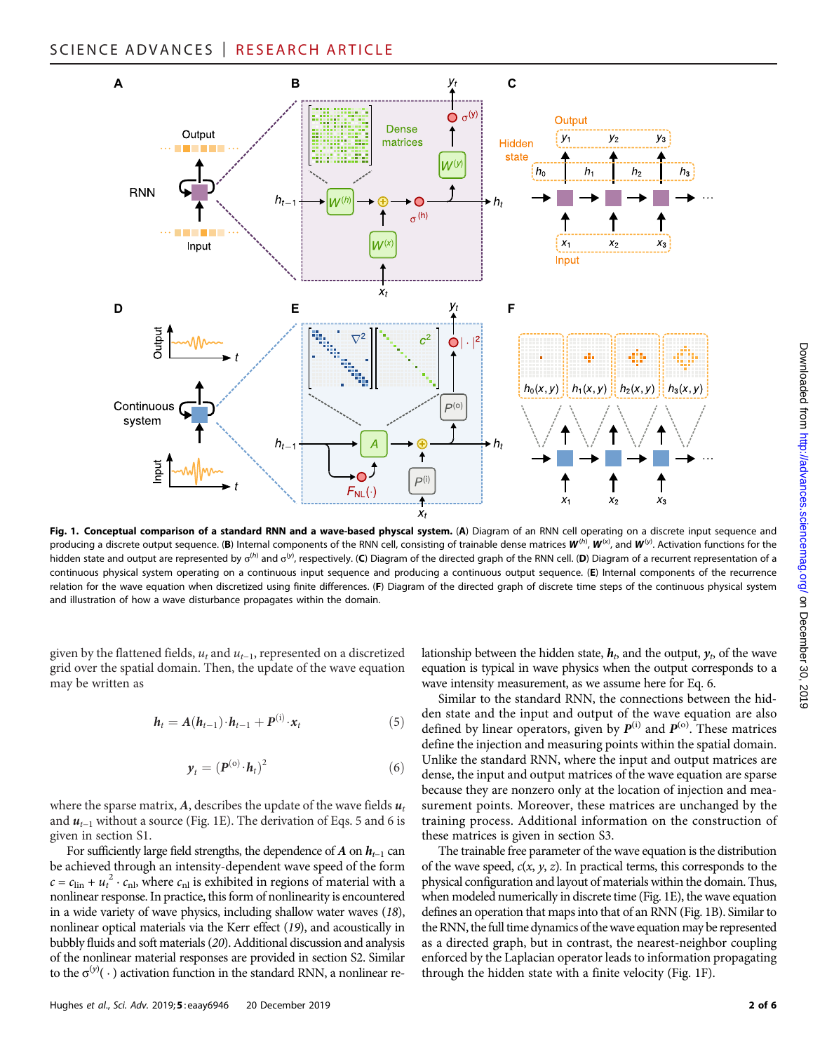**Fig. 1. Conceptual comparison of a standard RNN and a wave-based physcal system.** (**A**) Diagram of an RNN cell operating on a discrete input sequence and producing a discrete output sequence. (**B**) Internal components of the RNN cell, consisting of trainable dense matrices $\boldsymbol{W}^{(h)}$, $\boldsymbol{W}^{(x)}$, and $\boldsymbol{W}^{(y)}$. Activation functions for the hidden state and output are represented by $\sigma^{(h)}$ and $\sigma^{(y)}$, respectively. (**C**) Diagram of the directed graph of the RNN cell. (**D**) Diagram of a recurrent representation of a continuous physical system operating on a continuous input sequence and producing a continuous output sequence. (**E**) Internal components of the recurrence relation for the wave equation when discretized using finite differences. (**F**) Diagram of the directed graph of discrete time steps of the continuous physical system and illustration of how a wave disturbance propagates within the domain.

given by the flattened fields, $u_t$ and $u_{t-1}$, represented on a discretized grid over the spatial domain. Then, the update of the wave equation may be written as

$$\boldsymbol{h}_t = \boldsymbol{A}(\boldsymbol{h}_{t-1})\cdot\boldsymbol{h}_{t-1} + \boldsymbol{P}^{(\mathrm{i})}\cdot\boldsymbol{x}_t \tag{5}$$

$$\boldsymbol{y}_t = (\boldsymbol{P}^{(\mathrm{o})}\cdot\boldsymbol{h}_t)^2 \tag{6}$$

where the sparse matrix, $\boldsymbol{A}$, describes the update of the wave fields $\boldsymbol{u}_t$ and $\boldsymbol{u}_{t-1}$ without a source (Fig. 1E). The derivation of Eqs. 5 and 6 is given in section S1.

For sufficiently large field strengths, the dependence of $\boldsymbol{A}$ on $\boldsymbol{h}_{t-1}$ can be achieved through an intensity-dependent wave speed of the form $c = c_{\mathrm{lin}} + u_t^2 \cdot c_{\mathrm{nl}}$, where $c_{\mathrm{nl}}$ is exhibited in regions of material with a nonlinear response. In practice, this form of nonlinearity is encountered in a wide variety of wave physics, including shallow water waves (18), nonlinear optical materials via the Kerr effect (19), and acoustically in bubbly fluids and soft materials (20). Additional discussion and analysis of the nonlinear material responses are provided in section S2. Similar to the $\sigma^{(y)}(\cdot)$ activation function in the standard RNN, a nonlinear relationship between the hidden state, $\boldsymbol{h}_t$, and the output, $\boldsymbol{y}_t$, of the wave equation is typical in wave physics when the output corresponds to a wave intensity measurement, as we assume here for Eq. 6.

Similar to the standard RNN, the connections between the hidden state and the input and output of the wave equation are also defined by linear operators, given by $\boldsymbol{P}^{(\mathrm{i})}$ and $\boldsymbol{P}^{(\mathrm{o})}$. These matrices define the injection and measuring points within the spatial domain. Unlike the standard RNN, where the input and output matrices are dense, the input and output matrices of the wave equation are sparse because they are nonzero only at the location of injection and measurement points. Moreover, these matrices are unchanged by the training process. Additional information on the construction of these matrices is given in section S3.

The trainable free parameter of the wave equation is the distribution of the wave speed, $c(x, y, z)$. In practical terms, this corresponds to the physical configuration and layout of materials within the domain. Thus, when modeled numerically in discrete time (Fig. 1E), the wave equation defines an operation that maps into that of an RNN (Fig. 1B). Similar to the RNN, the full time dynamics of the wave equation may be represented as a directed graph, but in contrast, the nearest-neighbor coupling enforced by the Laplacian operator leads to information propagating through the hidden state with a finite velocity (Fig. 1F).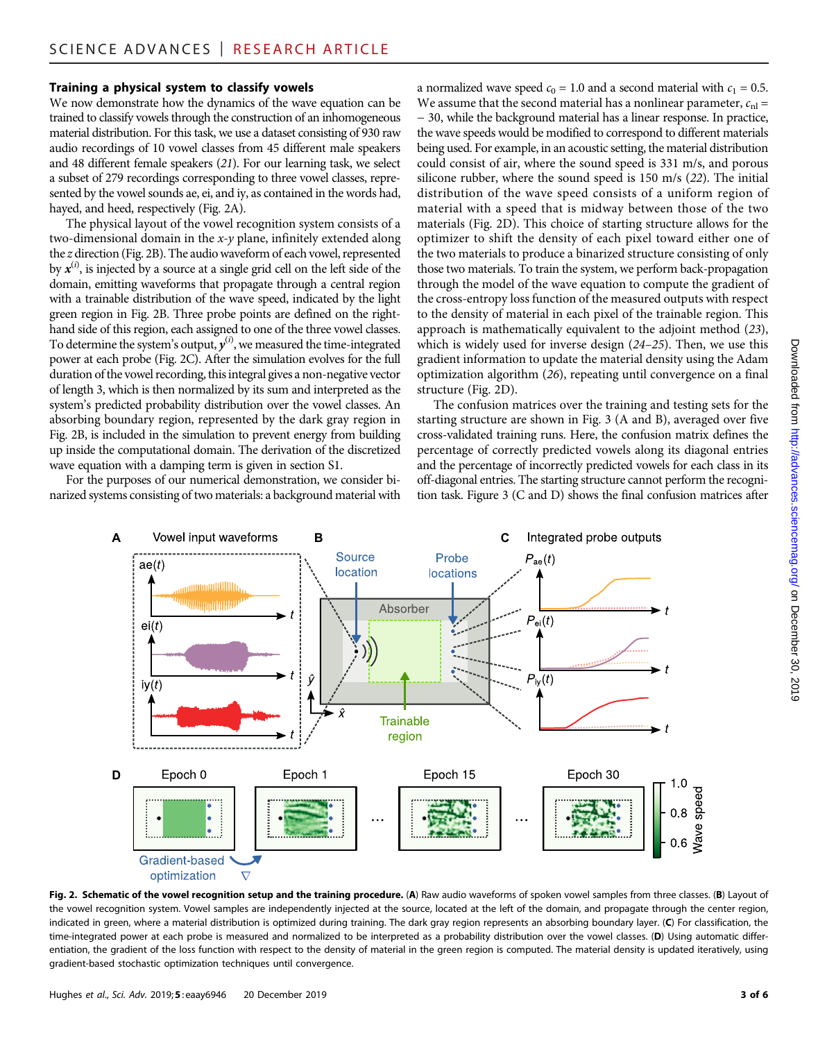### Training a physical system to classify vowels

We now demonstrate how the dynamics of the wave equation can be trained to classify vowels through the construction of an inhomogeneous material distribution. For this task, we use a dataset consisting of 930 raw audio recordings of 10 vowel classes from 45 different male speakers and 48 different female speakers (*21*). For our learning task, we select a subset of 279 recordings corresponding to three vowel classes, represented by the vowel sounds ae, ei, and iy, as contained in the words had, hayed, and heed, respectively (Fig. 2A).

The physical layout of the vowel recognition system consists of a two-dimensional domain in the *x*-*y* plane, infinitely extended along the *z* direction (Fig. 2B). The audio waveform of each vowel, represented by $\boldsymbol{x}^{(i)}$, is injected by a source at a single grid cell on the left side of the domain, emitting waveforms that propagate through a central region with a trainable distribution of the wave speed, indicated by the light green region in Fig. 2B. Three probe points are defined on the right-hand side of this region, each assigned to one of the three vowel classes. To determine the system's output, $\boldsymbol{y}^{(i)}$, we measured the time-integrated power at each probe (Fig. 2C). After the simulation evolves for the full duration of the vowel recording, this integral gives a non-negative vector of length 3, which is then normalized by its sum and interpreted as the system's predicted probability distribution over the vowel classes. An absorbing boundary region, represented by the dark gray region in Fig. 2B, is included in the simulation to prevent energy from building up inside the computational domain. The derivation of the discretized wave equation with a damping term is given in section S1.

For the purposes of our numerical demonstration, we consider binarized systems consisting of two materials: a background material with a normalized wave speed $c_0 = 1.0$ and a second material with $c_1 = 0.5$. We assume that the second material has a nonlinear parameter, $c_{nl} = -30$, while the background material has a linear response. In practice, the wave speeds would be modified to correspond to different materials being used. For example, in an acoustic setting, the material distribution could consist of air, where the sound speed is 331 m/s, and porous silicone rubber, where the sound speed is 150 m/s (*22*). The initial distribution of the wave speed consists of a uniform region of material with a speed that is midway between those of the two materials (Fig. 2D). This choice of starting structure allows for the optimizer to shift the density of each pixel toward either one of the two materials to produce a binarized structure consisting of only those two materials. To train the system, we perform back-propagation through the model of the wave equation to compute the gradient of the cross-entropy loss function of the measured outputs with respect to the density of material in each pixel of the trainable region. This approach is mathematically equivalent to the adjoint method (*23*), which is widely used for inverse design (*24*–*25*). Then, we use this gradient information to update the material density using the Adam optimization algorithm (*26*), repeating until convergence on a final structure (Fig. 2D).

The confusion matrices over the training and testing sets for the starting structure are shown in Fig. 3 (A and B), averaged over five cross-validated training runs. Here, the confusion matrix defines the percentage of correctly predicted vowels along its diagonal entries and the percentage of incorrectly predicted vowels for each class in its off-diagonal entries. The starting structure cannot perform the recognition task. Figure 3 (C and D) shows the final confusion matrices after

**Fig. 2. Schematic of the vowel recognition setup and the training procedure.** (**A**) Raw audio waveforms of spoken vowel samples from three classes. (**B**) Layout of the vowel recognition system. Vowel samples are independently injected at the source, located at the left of the domain, and propagate through the center region, indicated in green, where a material distribution is optimized during training. The dark gray region represents an absorbing boundary layer. (**C**) For classification, the time-integrated power at each probe is measured and normalized to be interpreted as a probability distribution over the vowel classes. (**D**) Using automatic differentiation, the gradient of the loss function with respect to the density of material in the green region is computed. The material density is updated iteratively, using gradient-based stochastic optimization techniques until convergence.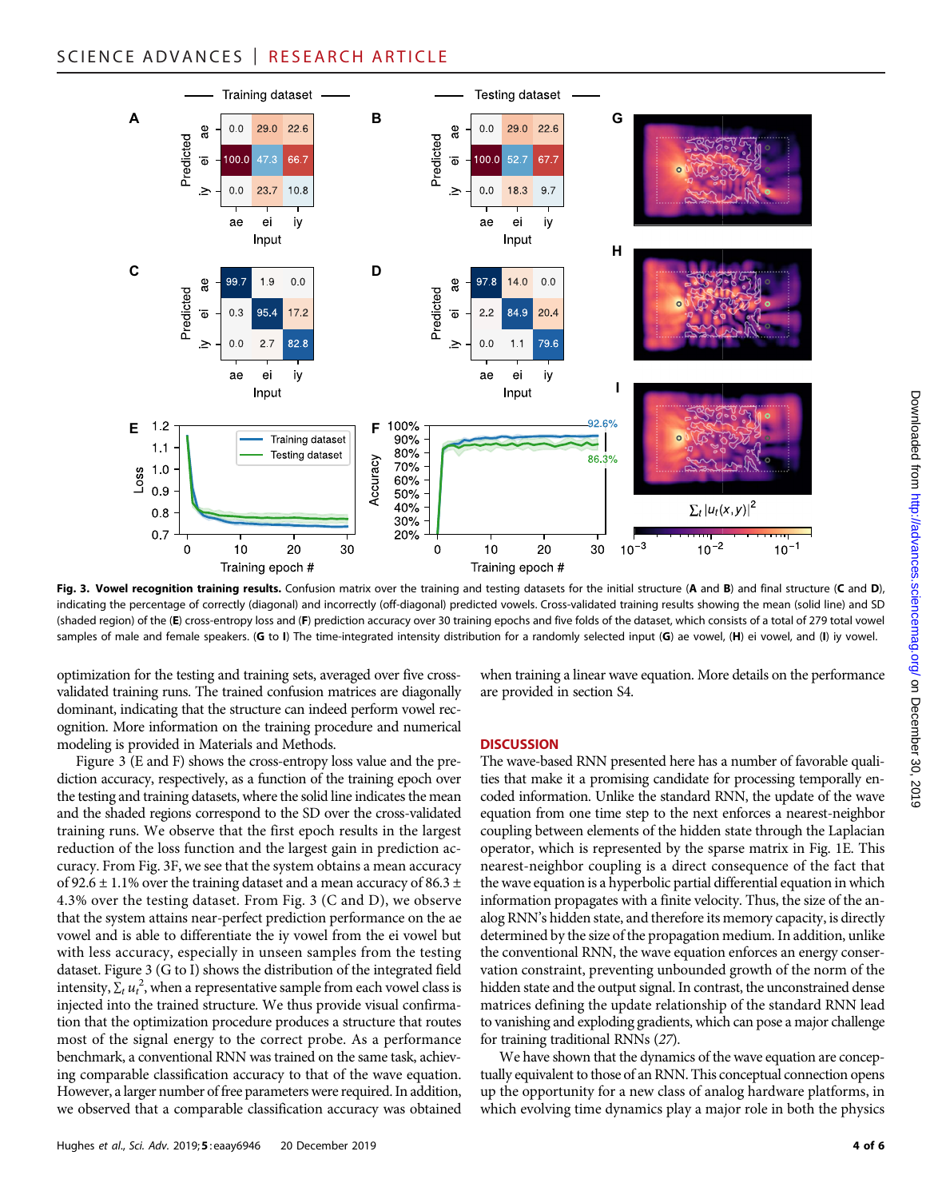**Fig. 3. Vowel recognition training results.** Confusion matrix over the training and testing datasets for the initial structure (**A** and **B**) and final structure (**C** and **D**), indicating the percentage of correctly (diagonal) and incorrectly (off-diagonal) predicted vowels. Cross-validated training results showing the mean (solid line) and SD (shaded region) of the (**E**) cross-entropy loss and (**F**) prediction accuracy over 30 training epochs and five folds of the dataset, which consists of a total of 279 total vowel samples of male and female speakers. (**G** to **I**) The time-integrated intensity distribution for a randomly selected input (**G**) ae vowel, (**H**) ei vowel, and (**I**) iy vowel.

optimization for the testing and training sets, averaged over five cross-validated training runs. The trained confusion matrices are diagonally dominant, indicating that the structure can indeed perform vowel recognition. More information on the training procedure and numerical modeling is provided in Materials and Methods.

Figure 3 (E and F) shows the cross-entropy loss value and the prediction accuracy, respectively, as a function of the training epoch over the testing and training datasets, where the solid line indicates the mean and the shaded regions correspond to the SD over the cross-validated training runs. We observe that the first epoch results in the largest reduction of the loss function and the largest gain in prediction accuracy. From Fig. 3F, we see that the system obtains a mean accuracy of 92.6 ± 1.1% over the training dataset and a mean accuracy of 86.3 ± 4.3% over the testing dataset. From Fig. 3 (C and D), we observe that the system attains near-perfect prediction performance on the ae vowel and is able to differentiate the iy vowel from the ei vowel but with less accuracy, especially in unseen samples from the testing dataset. Figure 3 (G to I) shows the distribution of the integrated field intensity, $\sum_t u_t^2$, when a representative sample from each vowel class is injected into the trained structure. We thus provide visual confirmation that the optimization procedure produces a structure that routes most of the signal energy to the correct probe. As a performance benchmark, a conventional RNN was trained on the same task, achieving comparable classification accuracy to that of the wave equation. However, a larger number of free parameters were required. In addition, we observed that a comparable classification accuracy was obtained when training a linear wave equation. More details on the performance are provided in section S4.

## DISCUSSION

The wave-based RNN presented here has a number of favorable qualities that make it a promising candidate for processing temporally encoded information. Unlike the standard RNN, the update of the wave equation from one time step to the next enforces a nearest-neighbor coupling between elements of the hidden state through the Laplacian operator, which is represented by the sparse matrix in Fig. 1E. This nearest-neighbor coupling is a direct consequence of the fact that the wave equation is a hyperbolic partial differential equation in which information propagates with a finite velocity. Thus, the size of the analog RNN's hidden state, and therefore its memory capacity, is directly determined by the size of the propagation medium. In addition, unlike the conventional RNN, the wave equation enforces an energy conservation constraint, preventing unbounded growth of the norm of the hidden state and the output signal. In contrast, the unconstrained dense matrices defining the update relationship of the standard RNN lead to vanishing and exploding gradients, which can pose a major challenge for training traditional RNNs (27).

We have shown that the dynamics of the wave equation are conceptually equivalent to those of an RNN. This conceptual connection opens up the opportunity for a new class of analog hardware platforms, in which evolving time dynamics play a major role in both the physics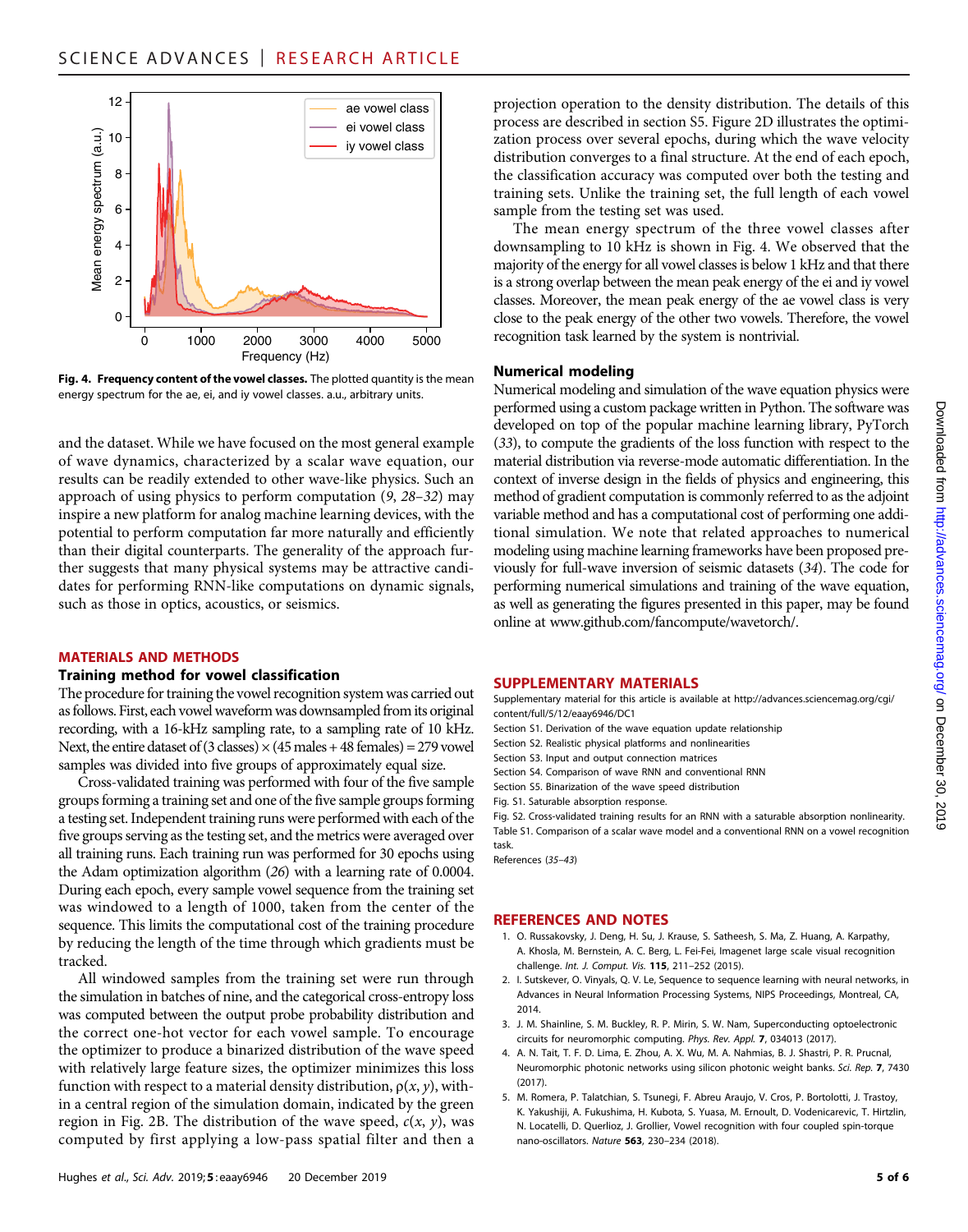Fig. 4. **Frequency content of the vowel classes.** The plotted quantity is the mean energy spectrum for the ae, ei, and iy vowel classes. a.u., arbitrary units.

and the dataset. While we have focused on the most general example of wave dynamics, characterized by a scalar wave equation, our results can be readily extended to other wave-like physics. Such an approach of using physics to perform computation (*9*, *28*–*32*) may inspire a new platform for analog machine learning devices, with the potential to perform computation far more naturally and efficiently than their digital counterparts. The generality of the approach further suggests that many physical systems may be attractive candidates for performing RNN-like computations on dynamic signals, such as those in optics, acoustics, or seismics.

## MATERIALS AND METHODS

### Training method for vowel classification

The procedure for training the vowel recognition system was carried out as follows. First, each vowel waveform was downsampled from its original recording, with a 16-kHz sampling rate, to a sampling rate of 10 kHz. Next, the entire dataset of (3 classes) × (45 males + 48 females) = 279 vowel samples was divided into five groups of approximately equal size.

Cross-validated training was performed with four of the five sample groups forming a training set and one of the five sample groups forming a testing set. Independent training runs were performed with each of the five groups serving as the testing set, and the metrics were averaged over all training runs. Each training run was performed for 30 epochs using the Adam optimization algorithm (*26*) with a learning rate of 0.0004. During each epoch, every sample vowel sequence from the training set was windowed to a length of 1000, taken from the center of the sequence. This limits the computational cost of the training procedure by reducing the length of the time through which gradients must be tracked.

All windowed samples from the training set were run through the simulation in batches of nine, and the categorical cross-entropy loss was computed between the output probe probability distribution and the correct one-hot vector for each vowel sample. To encourage the optimizer to produce a binarized distribution of the wave speed with relatively large feature sizes, the optimizer minimizes this loss function with respect to a material density distribution, $\rho(x, y)$, within a central region of the simulation domain, indicated by the green region in Fig. 2B. The distribution of the wave speed, $c(x, y)$, was computed by first applying a low-pass spatial filter and then a projection operation to the density distribution. The details of this process are described in section S5. Figure 2D illustrates the optimization process over several epochs, during which the wave velocity distribution converges to a final structure. At the end of each epoch, the classification accuracy was computed over both the testing and training sets. Unlike the training set, the full length of each vowel sample from the testing set was used.

The mean energy spectrum of the three vowel classes after downsampling to 10 kHz is shown in Fig. 4. We observed that the majority of the energy for all vowel classes is below 1 kHz and that there is a strong overlap between the mean peak energy of the ei and iy vowel classes. Moreover, the mean peak energy of the ae vowel class is very close to the peak energy of the other two vowels. Therefore, the vowel recognition task learned by the system is nontrivial.

### Numerical modeling

Numerical modeling and simulation of the wave equation physics were performed using a custom package written in Python. The software was developed on top of the popular machine learning library, PyTorch (*33*), to compute the gradients of the loss function with respect to the material distribution via reverse-mode automatic differentiation. In the context of inverse design in the fields of physics and engineering, this method of gradient computation is commonly referred to as the adjoint variable method and has a computational cost of performing one additional simulation. We note that related approaches to numerical modeling using machine learning frameworks have been proposed previously for full-wave inversion of seismic datasets (*34*). The code for performing numerical simulations and training of the wave equation, as well as generating the figures presented in this paper, may be found online at www.github.com/fancompute/wavetorch/.

## SUPPLEMENTARY MATERIALS

Supplementary material for this article is available at http://advances.sciencemag.org/cgi/content/full/5/12/eaay6946/DC1

Section S1. Derivation of the wave equation update relationship

Section S2. Realistic physical platforms and nonlinearities

Section S3. Input and output connection matrices

Section S4. Comparison of wave RNN and conventional RNN

Section S5. Binarization of the wave speed distribution

Fig. S1. Saturable absorption response.

Fig. S2. Cross-validated training results for an RNN with a saturable absorption nonlinearity.

Table S1. Comparison of a scalar wave model and a conventional RNN on a vowel recognition task.

References (*35*–*43*)

## REFERENCES AND NOTES

1. O. Russakovsky, J. Deng, H. Su, J. Krause, S. Satheesh, S. Ma, Z. Huang, A. Karpathy, A. Khosla, M. Bernstein, A. C. Berg, L. Fei-Fei, Imagenet large scale visual recognition challenge. *Int. J. Comput. Vis.* **115**, 211–252 (2015).
2. I. Sutskever, O. Vinyals, Q. V. Le, Sequence to sequence learning with neural networks, in Advances in Neural Information Processing Systems, NIPS Proceedings, Montreal, CA, 2014.
3. J. M. Shainline, S. M. Buckley, R. P. Mirin, S. W. Nam, Superconducting optoelectronic circuits for neuromorphic computing. *Phys. Rev. Appl.* **7**, 034013 (2017).
4. A. N. Tait, T. F. D. Lima, E. Zhou, A. X. Wu, M. A. Nahmias, B. J. Shastri, P. R. Prucnal, Neuromorphic photonic networks using silicon photonic weight banks. *Sci. Rep.* **7**, 7430 (2017).
5. M. Romera, P. Talatchian, S. Tsunegi, F. Abreu Araujo, V. Cros, P. Bortolotti, J. Trastoy, K. Yakushiji, A. Fukushima, H. Kubota, S. Yuasa, M. Ernoult, D. Vodenicarevic, T. Hirtzlin, N. Locatelli, D. Querlioz, J. Grollier, Vowel recognition with four coupled spin-torque nano-oscillators. *Nature* **563**, 230–234 (2018).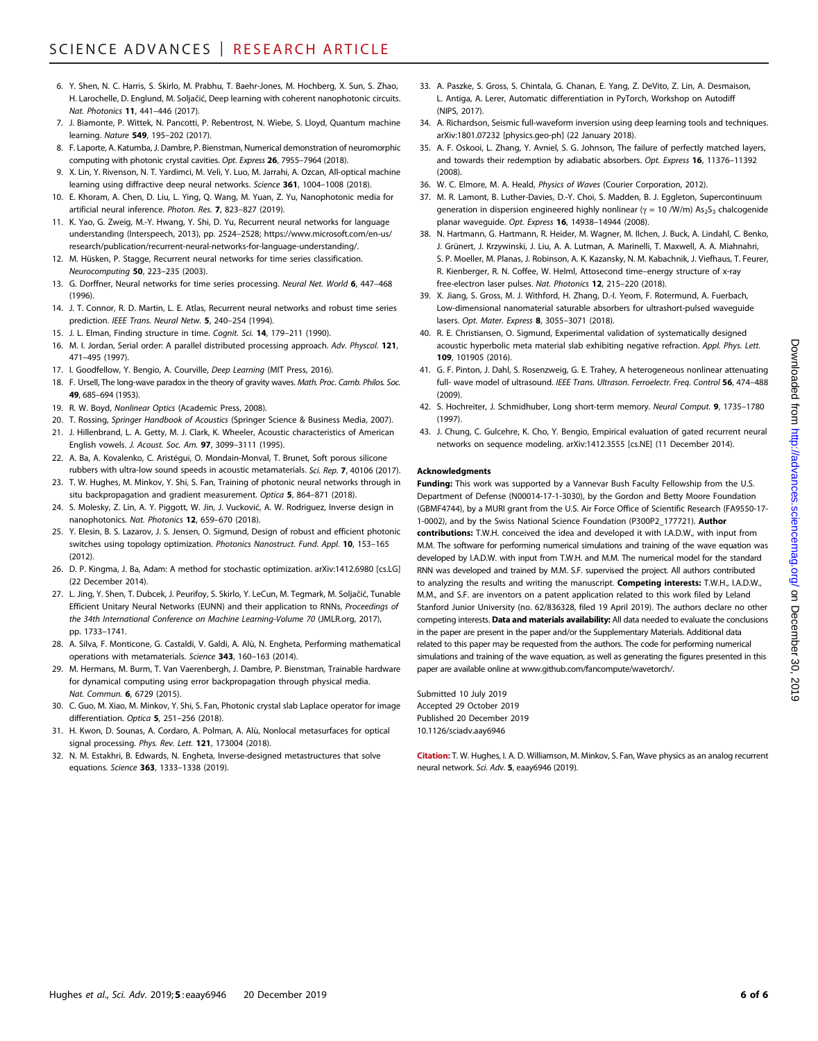6. Y. Shen, N. C. Harris, S. Skirlo, M. Prabhu, T. Baehr-Jones, M. Hochberg, X. Sun, S. Zhao, H. Larochelle, D. Englund, M. Soljačić, Deep learning with coherent nanophotonic circuits. *Nat. Photonics* **11**, 441–446 (2017).
7. J. Biamonte, P. Wittek, N. Pancotti, P. Rebentrost, N. Wiebe, S. Lloyd, Quantum machine learning. *Nature* **549**, 195–202 (2017).
8. F. Laporte, A. Katumba, J. Dambre, P. Bienstman, Numerical demonstration of neuromorphic computing with photonic crystal cavities. *Opt. Express* **26**, 7955–7964 (2018).
9. X. Lin, Y. Rivenson, N. T. Yardimci, M. Veli, Y. Luo, M. Jarrahi, A. Ozcan, All-optical machine learning using diffractive deep neural networks. *Science* **361**, 1004–1008 (2018).
10. E. Khoram, A. Chen, D. Liu, L. Ying, Q. Wang, M. Yuan, Z. Yu, Nanophotonic media for artificial neural inference. *Photon. Res.* **7**, 823–827 (2019).
11. K. Yao, G. Zweig, M.-Y. Hwang, Y. Shi, D. Yu, Recurrent neural networks for language understanding (Interspeech, 2013), pp. 2524–2528; https://www.microsoft.com/en-us/research/publication/recurrent-neural-networks-for-language-understanding/.
12. M. Hüsken, P. Stagge, Recurrent neural networks for time series classification. *Neurocomputing* **50**, 223–235 (2003).
13. G. Dorffner, Neural networks for time series processing. *Neural Net. World* **6**, 447–468 (1996).
14. J. T. Connor, R. D. Martin, L. E. Atlas, Recurrent neural networks and robust time series prediction. *IEEE Trans. Neural Netw.* **5**, 240–254 (1994).
15. J. L. Elman, Finding structure in time. *Cognit. Sci.* **14**, 179–211 (1990).
16. M. I. Jordan, Serial order: A parallel distributed processing approach. *Adv. Physcol.* **121**, 471–495 (1997).
17. I. Goodfellow, Y. Bengio, A. Courville, *Deep Learning* (MIT Press, 2016).
18. F. Ursell, The long-wave paradox in the theory of gravity waves. *Math. Proc. Camb. Philos. Soc.* **49**, 685–694 (1953).
19. R. W. Boyd, *Nonlinear Optics* (Academic Press, 2008).
20. T. Rossing, *Springer Handbook of Acoustics* (Springer Science & Business Media, 2007).
21. J. Hillenbrand, L. A. Getty, M. J. Clark, K. Wheeler, Acoustic characteristics of American English vowels. *J. Acoust. Soc. Am.* **97**, 3099–3111 (1995).
22. A. Ba, A. Kovalenko, C. Aristégui, O. Mondain-Monval, T. Brunet, Soft porous silicone rubbers with ultra-low sound speeds in acoustic metamaterials. *Sci. Rep.* **7**, 40106 (2017).
23. T. W. Hughes, M. Minkov, Y. Shi, S. Fan, Training of photonic neural networks through in situ backpropagation and gradient measurement. *Optica* **5**, 864–871 (2018).
24. S. Molesky, Z. Lin, A. Y. Piggott, W. Jin, J. Vucković, A. W. Rodriguez, Inverse design in nanophotonics. *Nat. Photonics* **12**, 659–670 (2018).
25. Y. Elesin, B. S. Lazarov, J. S. Jensen, O. Sigmund, Design of robust and efficient photonic switches using topology optimization. *Photonics Nanostruct. Fund. Appl.* **10**, 153–165 (2012).
26. D. P. Kingma, J. Ba, Adam: A method for stochastic optimization. arXiv:1412.6980 [cs.LG] (22 December 2014).
27. L. Jing, Y. Shen, T. Dubcek, J. Peurifoy, S. Skirlo, Y. LeCun, M. Tegmark, M. Soljačić, Tunable Efficient Unitary Neural Networks (EUNN) and their application to RNNs, *Proceedings of the 34th International Conference on Machine Learning-Volume 70* (JMLR.org, 2017), pp. 1733–1741.
28. A. Silva, F. Monticone, G. Castaldi, V. Galdi, A. Alù, N. Engheta, Performing mathematical operations with metamaterials. *Science* **343**, 160–163 (2014).
29. M. Hermans, M. Burm, T. Van Vaerenbergh, J. Dambre, P. Bienstman, Trainable hardware for dynamical computing using error backpropagation through physical media. *Nat. Commun.* **6**, 6729 (2015).
30. C. Guo, M. Xiao, M. Minkov, Y. Shi, S. Fan, Photonic crystal slab Laplace operator for image differentiation. *Optica* **5**, 251–256 (2018).
31. H. Kwon, D. Sounas, A. Cordaro, A. Polman, A. Alù, Nonlocal metasurfaces for optical signal processing. *Phys. Rev. Lett.* **121**, 173004 (2018).
32. N. M. Estakhri, B. Edwards, N. Engheta, Inverse-designed metastructures that solve equations. *Science* **363**, 1333–1338 (2019).
33. A. Paszke, S. Gross, S. Chintala, G. Chanan, E. Yang, Z. DeVito, Z. Lin, A. Desmaison, L. Antiga, A. Lerer, Automatic differentiation in PyTorch, Workshop on Autodiff (NIPS, 2017).
34. A. Richardson, Seismic full-waveform inversion using deep learning tools and techniques. arXiv:1801.07232 [physics.geo-ph] (22 January 2018).
35. A. F. Oskooi, L. Zhang, Y. Avniel, S. G. Johnson, The failure of perfectly matched layers, and towards their redemption by adiabatic absorbers. *Opt. Express* **16**, 11376–11392 (2008).
36. W. C. Elmore, M. A. Heald, *Physics of Waves* (Courier Corporation, 2012).
37. M. R. Lamont, B. Luther-Davies, D.-Y. Choi, S. Madden, B. J. Eggleton, Supercontinuum generation in dispersion engineered highly nonlinear ($\gamma$ = 10 /W/m) $As_2S_3$ chalcogenide planar waveguide. *Opt. Express* **16**, 14938–14944 (2008).
38. N. Hartmann, G. Hartmann, R. Heider, M. Wagner, M. Ilchen, J. Buck, A. Lindahl, C. Benko, J. Grünert, J. Krzywinski, J. Liu, A. A. Lutman, A. Marinelli, T. Maxwell, A. A. Miahnahri, S. P. Moeller, M. Planas, J. Robinson, A. K. Kazansky, N. M. Kabachnik, J. Viefhaus, T. Feurer, R. Kienberger, R. N. Coffee, W. Helml, Attosecond time–energy structure of x-ray free-electron laser pulses. *Nat. Photonics* **12**, 215–220 (2018).
39. X. Jiang, S. Gross, M. J. Withford, H. Zhang, D.-I. Yeom, F. Rotermund, A. Fuerbach, Low-dimensional nanomaterial saturable absorbers for ultrashort-pulsed waveguide lasers. *Opt. Mater. Express* **8**, 3055–3071 (2018).
40. R. E. Christiansen, O. Sigmund, Experimental validation of systematically designed acoustic hyperbolic meta material slab exhibiting negative refraction. *Appl. Phys. Lett.* **109**, 101905 (2016).
41. G. F. Pinton, J. Dahl, S. Rosenzweig, G. E. Trahey, A heterogeneous nonlinear attenuating full- wave model of ultrasound. *IEEE Trans. Ultrason. Ferroelectr. Freq. Control* **56**, 474–488 (2009).
42. S. Hochreiter, J. Schmidhuber, Long short-term memory. *Neural Comput.* **9**, 1735–1780 (1997).
43. J. Chung, C. Gulcehre, K. Cho, Y. Bengio, Empirical evaluation of gated recurrent neural networks on sequence modeling. arXiv:1412.3555 [cs.NE] (11 December 2014).

#### Acknowledgments

**Funding:** This work was supported by a Vannevar Bush Faculty Fellowship from the U.S. Department of Defense (N00014-17-1-3030), by the Gordon and Betty Moore Foundation (GBMF4744), by a MURI grant from the U.S. Air Force Office of Scientific Research (FA9550-17-1-0002), and by the Swiss National Science Foundation (P300P2_177721). **Author contributions:** T.W.H. conceived the idea and developed it with I.A.D.W., with input from M.M. The software for performing numerical simulations and training of the wave equation was developed by I.A.D.W. with input from T.W.H. and M.M. The numerical model for the standard RNN was developed and trained by M.M. S.F. supervised the project. All authors contributed to analyzing the results and writing the manuscript. **Competing interests:** T.W.H., I.A.D.W., M.M., and S.F. are inventors on a patent application related to this work filed by Leland Stanford Junior University (no. 62/836328, filed 19 April 2019). The authors declare no other competing interests. **Data and materials availability:** All data needed to evaluate the conclusions in the paper are present in the paper and/or the Supplementary Materials. Additional data related to this paper may be requested from the authors. The code for performing numerical simulations and training of the wave equation, as well as generating the figures presented in this paper are available online at www.github.com/fancompute/wavetorch/.

Submitted 10 July 2019
Accepted 29 October 2019
Published 20 December 2019
10.1126/sciadv.aay6946

**Citation:** T. W. Hughes, I. A. D. Williamson, M. Minkov, S. Fan, Wave physics as an analog recurrent neural network. *Sci. Adv.* **5**, eaay6946 (2019).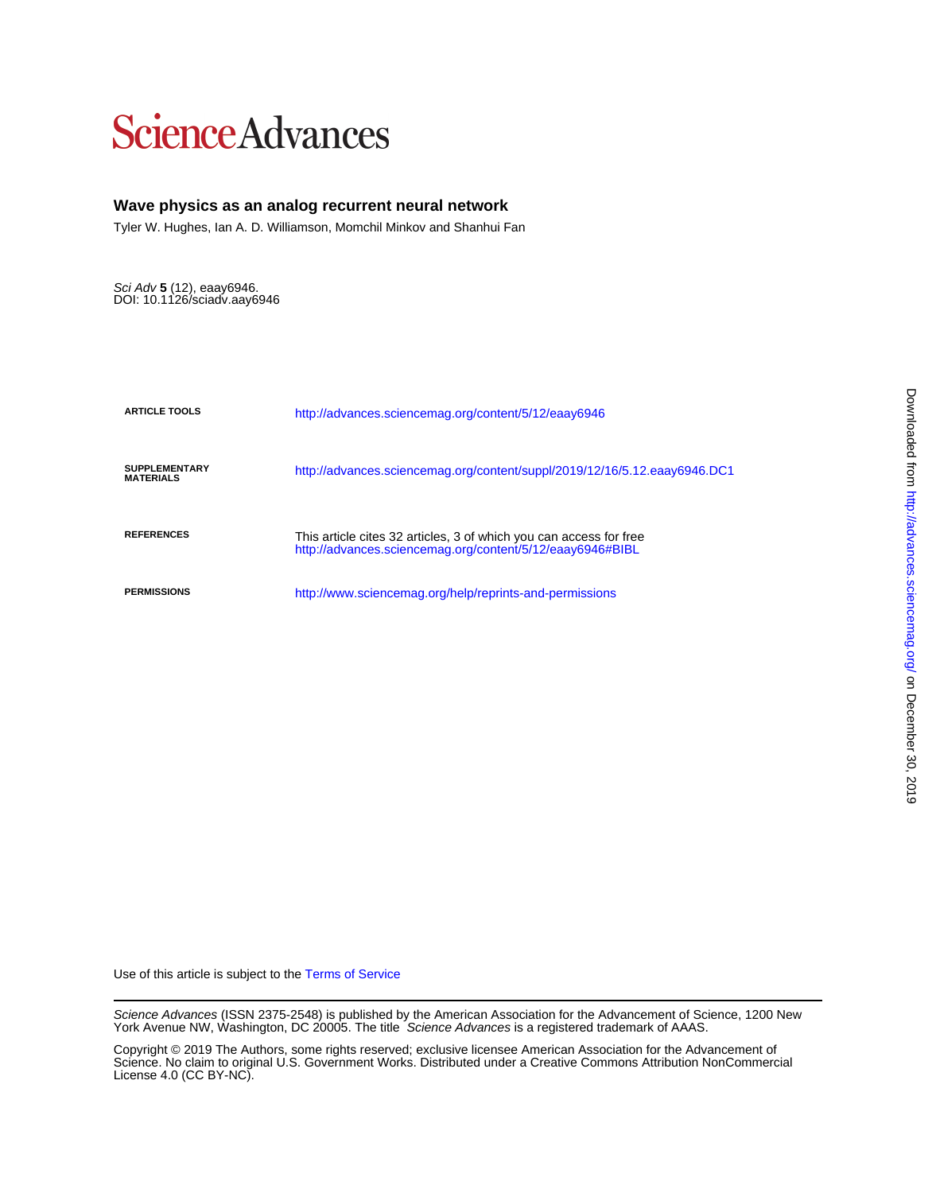# Science Advances

## Wave physics as an analog recurrent neural network

Tyler W. Hughes, Ian A. D. Williamson, Momchil Minkov and Shanhui Fan

*Sci Adv* **5** (12), eaay6946.
DOI: 10.1126/sciadv.aay6946

| | |
|---|---|
| **ARTICLE TOOLS** | http://advances.sciencemag.org/content/5/12/eaay6946 |
| **SUPPLEMENTARY MATERIALS** | http://advances.sciencemag.org/content/suppl/2019/12/16/5.12.eaay6946.DC1 |
| **REFERENCES** | This article cites 32 articles, 3 of which you can access for free http://advances.sciencemag.org/content/5/12/eaay6946#BIBL |
| **PERMISSIONS** | http://www.sciencemag.org/help/reprints-and-permissions |

Use of this article is subject to the Terms of Service

*Science Advances* (ISSN 2375-2548) is published by the American Association for the Advancement of Science, 1200 New York Avenue NW, Washington, DC 20005. The title *Science Advances* is a registered trademark of AAAS.

Copyright © 2019 The Authors, some rights reserved; exclusive licensee American Association for the Advancement of Science. No claim to original U.S. Government Works. Distributed under a Creative Commons Attribution NonCommercial License 4.0 (CC BY-NC).

Downloaded from http://advances.sciencemag.org/ on December 30, 2019